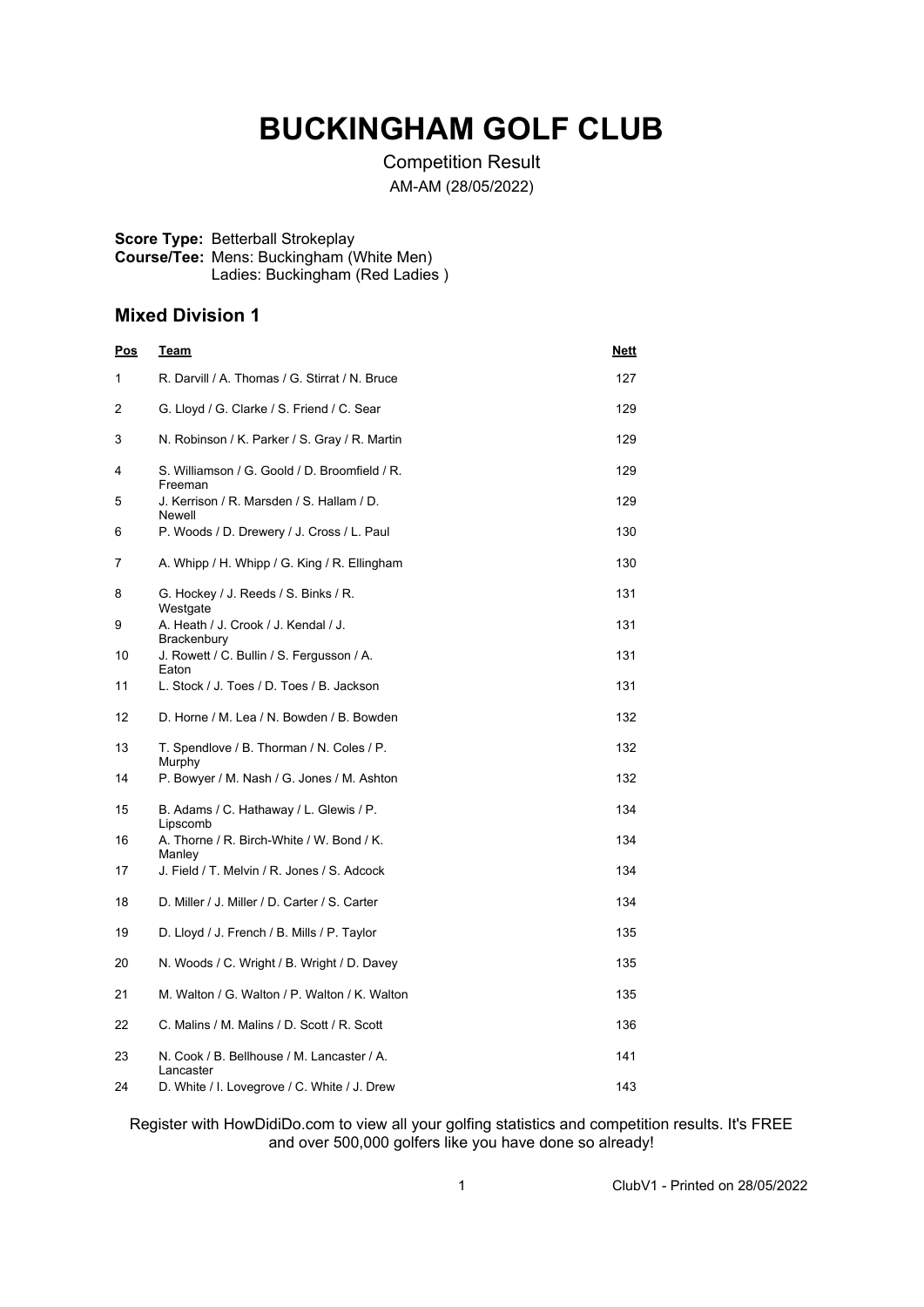# BUCKINGHAM GOLF CLUB

Competition Result

AM-AM (28/05/2022)

**Score Type:** Betterball Strokeplay
**Course/Tee:** Mens: Buckingham (White Men)
Ladies: Buckingham (Red Ladies )

## Mixed Division 1

| Pos | Team | Nett |
|---|---|---|
| 1 | R. Darvill / A. Thomas / G. Stirrat / N. Bruce | 127 |
| 2 | G. Lloyd / G. Clarke / S. Friend / C. Sear | 129 |
| 3 | N. Robinson / K. Parker / S. Gray / R. Martin | 129 |
| 4 | S. Williamson / G. Goold / D. Broomfield / R. Freeman | 129 |
| 5 | J. Kerrison / R. Marsden / S. Hallam / D. Newell | 129 |
| 6 | P. Woods / D. Drewery / J. Cross / L. Paul | 130 |
| 7 | A. Whipp / H. Whipp / G. King / R. Ellingham | 130 |
| 8 | G. Hockey / J. Reeds / S. Binks / R. Westgate | 131 |
| 9 | A. Heath / J. Crook / J. Kendal / J. Brackenbury | 131 |
| 10 | J. Rowett / C. Bullin / S. Fergusson / A. Eaton | 131 |
| 11 | L. Stock / J. Toes / D. Toes / B. Jackson | 131 |
| 12 | D. Horne / M. Lea / N. Bowden / B. Bowden | 132 |
| 13 | T. Spendlove / B. Thorman / N. Coles / P. Murphy | 132 |
| 14 | P. Bowyer / M. Nash / G. Jones / M. Ashton | 132 |
| 15 | B. Adams / C. Hathaway / L. Glewis / P. Lipscomb | 134 |
| 16 | A. Thorne / R. Birch-White / W. Bond / K. Manley | 134 |
| 17 | J. Field / T. Melvin / R. Jones / S. Adcock | 134 |
| 18 | D. Miller / J. Miller / D. Carter / S. Carter | 134 |
| 19 | D. Lloyd / J. French / B. Mills / P. Taylor | 135 |
| 20 | N. Woods / C. Wright / B. Wright / D. Davey | 135 |
| 21 | M. Walton / G. Walton / P. Walton / K. Walton | 135 |
| 22 | C. Malins / M. Malins / D. Scott / R. Scott | 136 |
| 23 | N. Cook / B. Bellhouse / M. Lancaster / A. Lancaster | 141 |
| 24 | D. White / I. Lovegrove / C. White / J. Drew | 143 |

Register with HowDidiDo.com to view all your golfing statistics and competition results. It's FREE and over 500,000 golfers like you have done so already!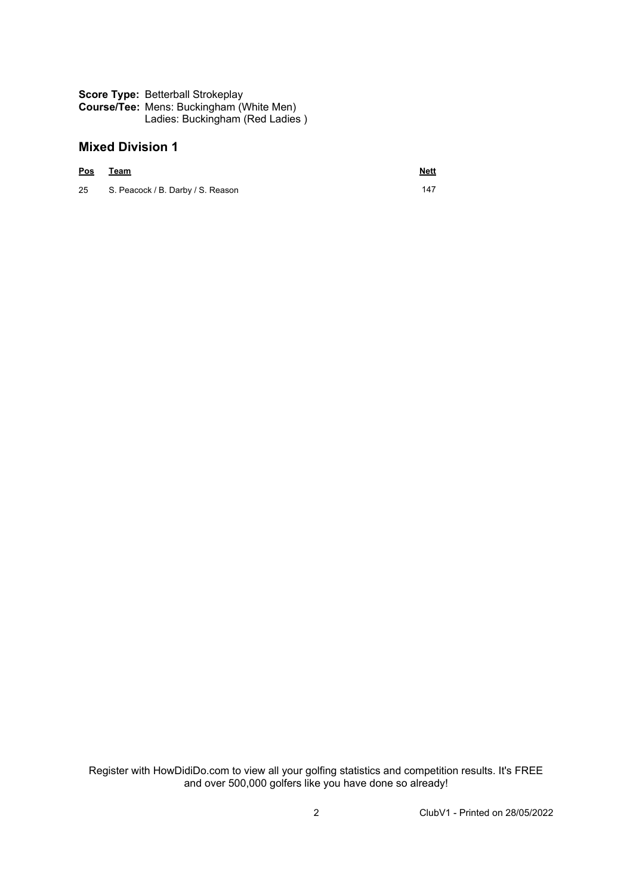**Score Type:** Betterball Strokeplay
**Course/Tee:** Mens: Buckingham (White Men)
Ladies: Buckingham (Red Ladies )

## Mixed Division 1

| Pos | Team | Nett |
|---|---|---|
| 25 | S. Peacock / B. Darby / S. Reason | 147 |

Register with HowDidiDo.com to view all your golfing statistics and competition results. It's FREE and over 500,000 golfers like you have done so already!

ClubV1 - Printed on 28/05/2022